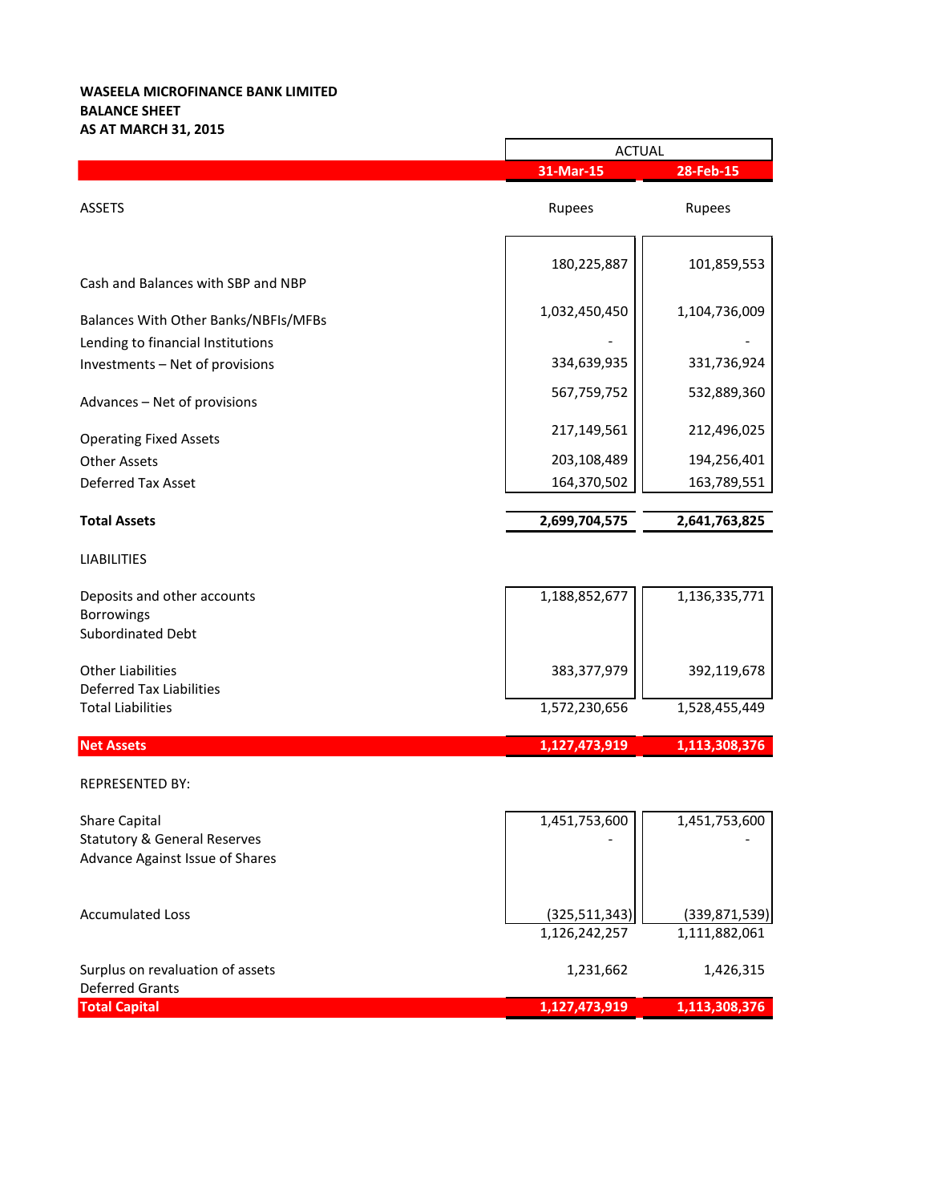**WASEELA MICROFINANCE BANK LIMITED**
**BALANCE SHEET**
**AS AT MARCH 31, 2015**

| | ACTUAL | |
|---|---|---|
| | **31-Mar-15** | **28-Feb-15** |
| ASSETS | Rupees | Rupees |
| Cash and Balances with SBP and NBP | 180,225,887 | 101,859,553 |
| Balances With Other Banks/NBFIs/MFBs | 1,032,450,450 | 1,104,736,009 |
| Lending to financial Institutions | - | - |
| Investments – Net of provisions | 334,639,935 | 331,736,924 |
| Advances – Net of provisions | 567,759,752 | 532,889,360 |
| Operating Fixed Assets | 217,149,561 | 212,496,025 |
| Other Assets | 203,108,489 | 194,256,401 |
| Deferred Tax Asset | 164,370,502 | 163,789,551 |
| **Total Assets** | **2,699,704,575** | **2,641,763,825** |
| LIABILITIES | | |
| Deposits and other accounts | 1,188,852,677 | 1,136,335,771 |
| Borrowings | | |
| Subordinated Debt | | |
| Other Liabilities | 383,377,979 | 392,119,678 |
| Deferred Tax Liabilities | | |
| Total Liabilities | 1,572,230,656 | 1,528,455,449 |
| **Net Assets** | **1,127,473,919** | **1,113,308,376** |
| REPRESENTED BY: | | |
| Share Capital | 1,451,753,600 | 1,451,753,600 |
| Statutory & General Reserves | - | - |
| Advance Against Issue of Shares | | |
| Accumulated Loss | (325,511,343) | (339,871,539) |
| | 1,126,242,257 | 1,111,882,061 |
| Surplus on revaluation of assets | 1,231,662 | 1,426,315 |
| Deferred Grants | | |
| **Total Capital** | **1,127,473,919** | **1,113,308,376** |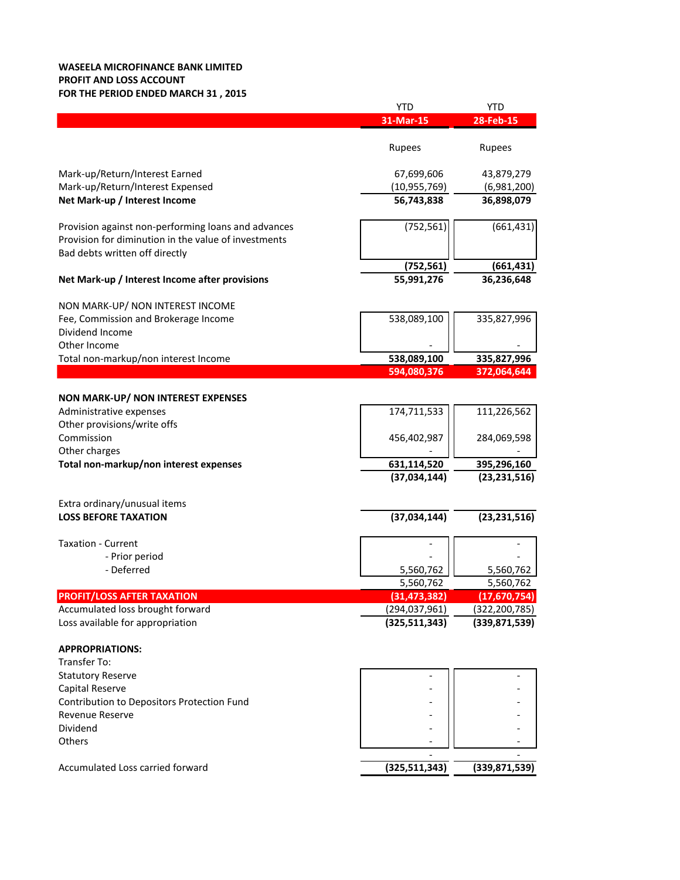**WASEELA MICROFINANCE BANK LIMITED**
**PROFIT AND LOSS ACCOUNT**
**FOR THE PERIOD ENDED MARCH 31 , 2015**

| | YTD | YTD |
|---|---|---|
| | **31-Mar-15** | **28-Feb-15** |
| | Rupees | Rupees |
| Mark-up/Return/Interest Earned | 67,699,606 | 43,879,279 |
| Mark-up/Return/Interest Expensed | (10,955,769) | (6,981,200) |
| **Net Mark-up / Interest Income** | **56,743,838** | **36,898,079** |
| Provision against non-performing loans and advances | (752,561) | (661,431) |
| Provision for diminution in the value of investments | | |
| Bad debts written off directly | | |
| | **(752,561)** | **(661,431)** |
| **Net Mark-up / Interest Income after provisions** | **55,991,276** | **36,236,648** |
| NON MARK-UP/ NON INTEREST INCOME | | |
| Fee, Commission and Brokerage Income | 538,089,100 | 335,827,996 |
| Dividend Income | | |
| Other Income | - | - |
| Total non-markup/non interest Income | **538,089,100** | **335,827,996** |
| | **594,080,376** | **372,064,644** |
| **NON MARK-UP/ NON INTEREST EXPENSES** | | |
| Administrative expenses | 174,711,533 | 111,226,562 |
| Other provisions/write offs | | |
| Commission | 456,402,987 | 284,069,598 |
| Other charges | - | - |
| **Total non-markup/non interest expenses** | **631,114,520** | **395,296,160** |
| | **(37,034,144)** | **(23,231,516)** |
| Extra ordinary/unusual items | | |
| **LOSS BEFORE TAXATION** | **(37,034,144)** | **(23,231,516)** |
| Taxation - Current | - | - |
| - Prior period | - | - |
| - Deferred | 5,560,762 | 5,560,762 |
| | 5,560,762 | 5,560,762 |
| **PROFIT/LOSS AFTER TAXATION** | **(31,473,382)** | **(17,670,754)** |
| Accumulated loss brought forward | (294,037,961) | (322,200,785) |
| Loss available for appropriation | **(325,511,343)** | **(339,871,539)** |
| **APPROPRIATIONS:** | | |
| Transfer To: | | |
| Statutory Reserve | - | - |
| Capital Reserve | - | - |
| Contribution to Depositors Protection Fund | - | - |
| Revenue Reserve | - | - |
| Dividend | - | - |
| Others | - | - |
| | - | - |
| Accumulated Loss carried forward | **(325,511,343)** | **(339,871,539)** |